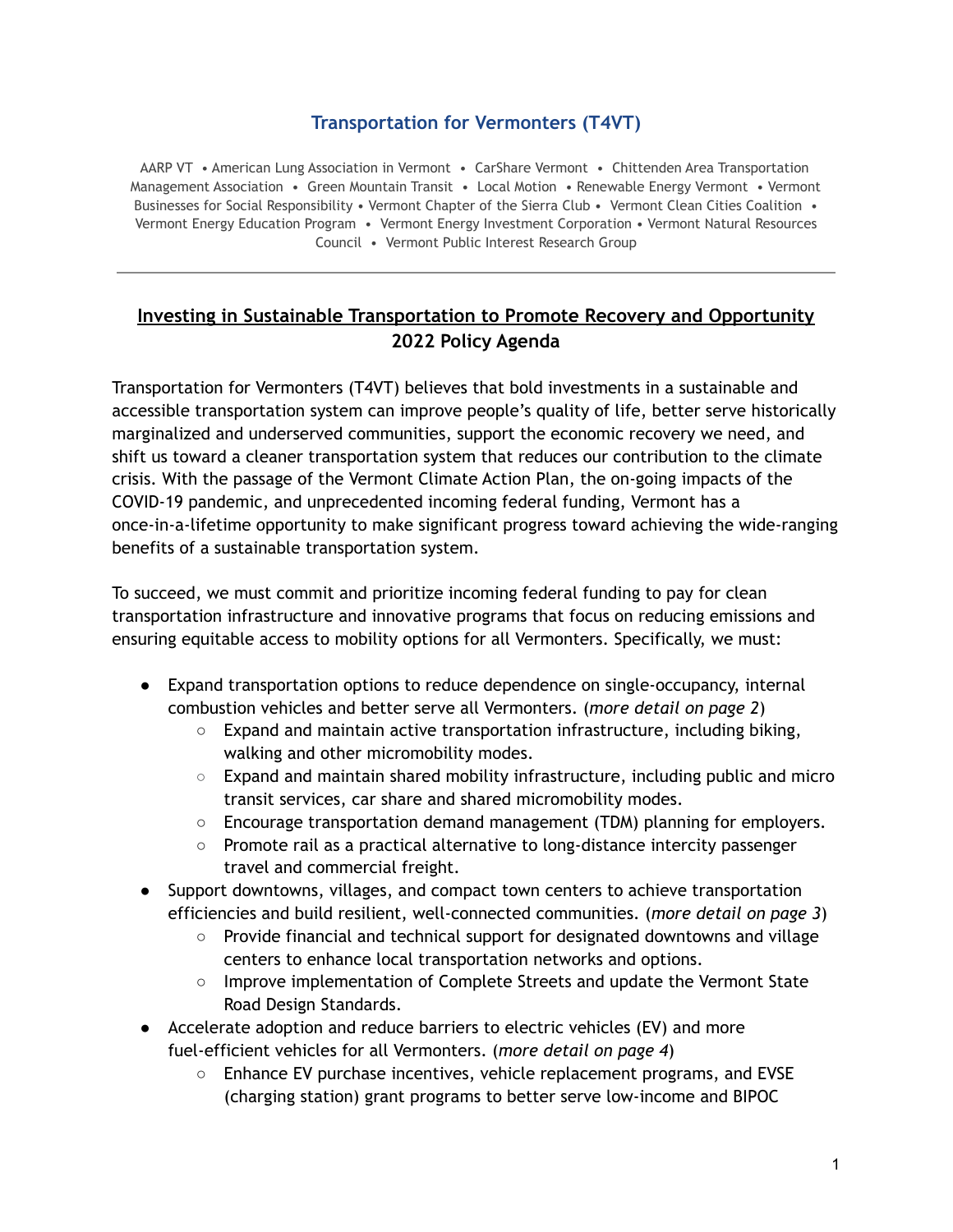# Transportation for Vermonters (T4VT)

AARP VT • American Lung Association in Vermont • CarShare Vermont • Chittenden Area Transportation Management Association • Green Mountain Transit • Local Motion • Renewable Energy Vermont • Vermont Businesses for Social Responsibility • Vermont Chapter of the Sierra Club • Vermont Clean Cities Coalition • Vermont Energy Education Program • Vermont Energy Investment Corporation • Vermont Natural Resources Council • Vermont Public Interest Research Group

---

## <u>Investing in Sustainable Transportation to Promote Recovery and Opportunity</u>

## 2022 Policy Agenda

Transportation for Vermonters (T4VT) believes that bold investments in a sustainable and accessible transportation system can improve people's quality of life, better serve historically marginalized and underserved communities, support the economic recovery we need, and shift us toward a cleaner transportation system that reduces our contribution to the climate crisis. With the passage of the Vermont Climate Action Plan, the on-going impacts of the COVID-19 pandemic, and unprecedented incoming federal funding, Vermont has a once-in-a-lifetime opportunity to make significant progress toward achieving the wide-ranging benefits of a sustainable transportation system.

To succeed, we must commit and prioritize incoming federal funding to pay for clean transportation infrastructure and innovative programs that focus on reducing emissions and ensuring equitable access to mobility options for all Vermonters. Specifically, we must:

- Expand transportation options to reduce dependence on single-occupancy, internal combustion vehicles and better serve all Vermonters. (*more detail on page 2*)
  - Expand and maintain active transportation infrastructure, including biking, walking and other micromobility modes.
  - Expand and maintain shared mobility infrastructure, including public and micro transit services, car share and shared micromobility modes.
  - Encourage transportation demand management (TDM) planning for employers.
  - Promote rail as a practical alternative to long-distance intercity passenger travel and commercial freight.
- Support downtowns, villages, and compact town centers to achieve transportation efficiencies and build resilient, well-connected communities. (*more detail on page 3*)
  - Provide financial and technical support for designated downtowns and village centers to enhance local transportation networks and options.
  - Improve implementation of Complete Streets and update the Vermont State Road Design Standards.
- Accelerate adoption and reduce barriers to electric vehicles (EV) and more fuel-efficient vehicles for all Vermonters. (*more detail on page 4*)
  - Enhance EV purchase incentives, vehicle replacement programs, and EVSE (charging station) grant programs to better serve low-income and BIPOC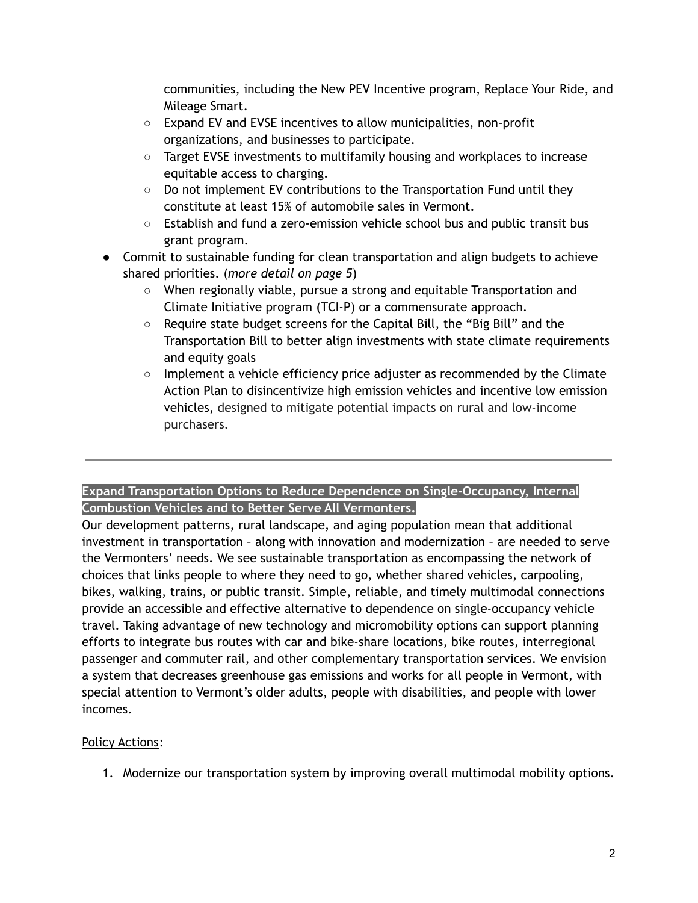communities, including the New PEV Incentive program, Replace Your Ride, and Mileage Smart.
  - Expand EV and EVSE incentives to allow municipalities, non-profit organizations, and businesses to participate.
  - Target EVSE investments to multifamily housing and workplaces to increase equitable access to charging.
  - Do not implement EV contributions to the Transportation Fund until they constitute at least 15% of automobile sales in Vermont.
  - Establish and fund a zero-emission vehicle school bus and public transit bus grant program.
- Commit to sustainable funding for clean transportation and align budgets to achieve shared priorities. (*more detail on page 5*)
  - When regionally viable, pursue a strong and equitable Transportation and Climate Initiative program (TCI-P) or a commensurate approach.
  - Require state budget screens for the Capital Bill, the "Big Bill" and the Transportation Bill to better align investments with state climate requirements and equity goals
  - Implement a vehicle efficiency price adjuster as recommended by the Climate Action Plan to disincentivize high emission vehicles and incentive low emission vehicles, designed to mitigate potential impacts on rural and low-income purchasers.

---

**Expand Transportation Options to Reduce Dependence on Single-Occupancy, Internal Combustion Vehicles and to Better Serve All Vermonters.**

Our development patterns, rural landscape, and aging population mean that additional investment in transportation – along with innovation and modernization – are needed to serve the Vermonters' needs. We see sustainable transportation as encompassing the network of choices that links people to where they need to go, whether shared vehicles, carpooling, bikes, walking, trains, or public transit. Simple, reliable, and timely multimodal connections provide an accessible and effective alternative to dependence on single-occupancy vehicle travel. Taking advantage of new technology and micromobility options can support planning efforts to integrate bus routes with car and bike-share locations, bike routes, interregional passenger and commuter rail, and other complementary transportation services. We envision a system that decreases greenhouse gas emissions and works for all people in Vermont, with special attention to Vermont's older adults, people with disabilities, and people with lower incomes.

<u>Policy Actions</u>:

1. Modernize our transportation system by improving overall multimodal mobility options.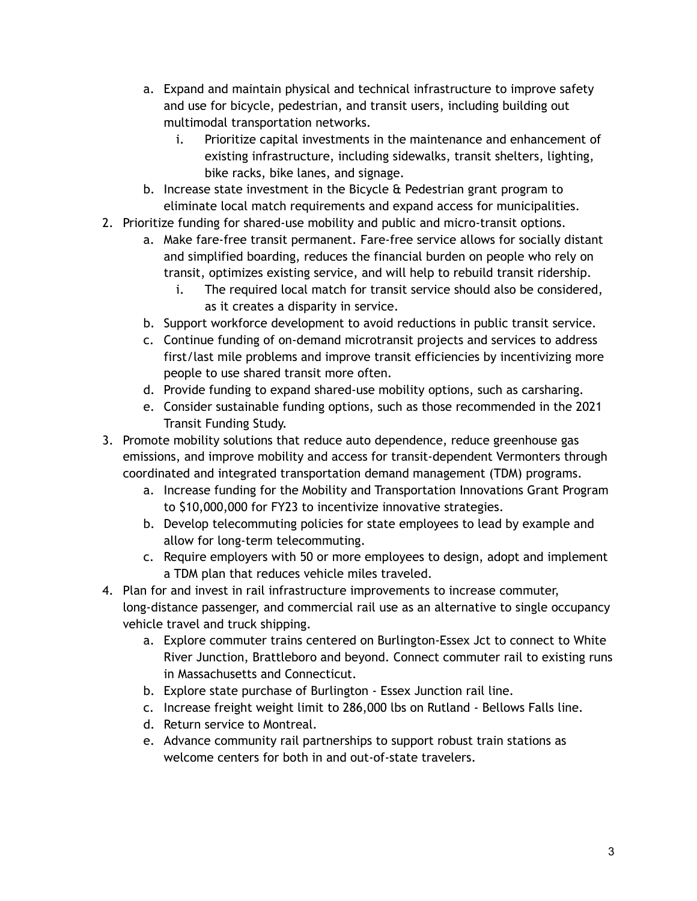a. Expand and maintain physical and technical infrastructure to improve safety and use for bicycle, pedestrian, and transit users, including building out multimodal transportation networks.
      i. Prioritize capital investments in the maintenance and enhancement of existing infrastructure, including sidewalks, transit shelters, lighting, bike racks, bike lanes, and signage.
   b. Increase state investment in the Bicycle & Pedestrian grant program to eliminate local match requirements and expand access for municipalities.

2. Prioritize funding for shared-use mobility and public and micro-transit options.
   a. Make fare-free transit permanent. Fare-free service allows for socially distant and simplified boarding, reduces the financial burden on people who rely on transit, optimizes existing service, and will help to rebuild transit ridership.
      i. The required local match for transit service should also be considered, as it creates a disparity in service.
   b. Support workforce development to avoid reductions in public transit service.
   c. Continue funding of on-demand microtransit projects and services to address first/last mile problems and improve transit efficiencies by incentivizing more people to use shared transit more often.
   d. Provide funding to expand shared-use mobility options, such as carsharing.
   e. Consider sustainable funding options, such as those recommended in the 2021 Transit Funding Study.

3. Promote mobility solutions that reduce auto dependence, reduce greenhouse gas emissions, and improve mobility and access for transit-dependent Vermonters through coordinated and integrated transportation demand management (TDM) programs.
   a. Increase funding for the Mobility and Transportation Innovations Grant Program to $10,000,000 for FY23 to incentivize innovative strategies.
   b. Develop telecommuting policies for state employees to lead by example and allow for long-term telecommuting.
   c. Require employers with 50 or more employees to design, adopt and implement a TDM plan that reduces vehicle miles traveled.

4. Plan for and invest in rail infrastructure improvements to increase commuter, long-distance passenger, and commercial rail use as an alternative to single occupancy vehicle travel and truck shipping.
   a. Explore commuter trains centered on Burlington-Essex Jct to connect to White River Junction, Brattleboro and beyond. Connect commuter rail to existing runs in Massachusetts and Connecticut.
   b. Explore state purchase of Burlington - Essex Junction rail line.
   c. Increase freight weight limit to 286,000 lbs on Rutland - Bellows Falls line.
   d. Return service to Montreal.
   e. Advance community rail partnerships to support robust train stations as welcome centers for both in and out-of-state travelers.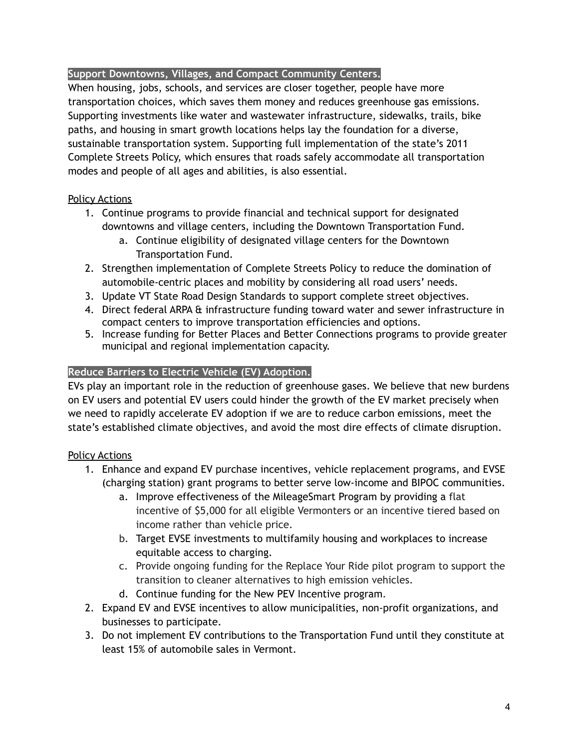## Support Downtowns, Villages, and Compact Community Centers.

When housing, jobs, schools, and services are closer together, people have more transportation choices, which saves them money and reduces greenhouse gas emissions. Supporting investments like water and wastewater infrastructure, sidewalks, trails, bike paths, and housing in smart growth locations helps lay the foundation for a diverse, sustainable transportation system. Supporting full implementation of the state's 2011 Complete Streets Policy, which ensures that roads safely accommodate all transportation modes and people of all ages and abilities, is also essential.

<u>Policy Actions</u>

1. Continue programs to provide financial and technical support for designated downtowns and village centers, including the Downtown Transportation Fund.
   a. Continue eligibility of designated village centers for the Downtown Transportation Fund.
2. Strengthen implementation of Complete Streets Policy to reduce the domination of automobile-centric places and mobility by considering all road users' needs.
3. Update VT State Road Design Standards to support complete street objectives.
4. Direct federal ARPA & infrastructure funding toward water and sewer infrastructure in compact centers to improve transportation efficiencies and options.
5. Increase funding for Better Places and Better Connections programs to provide greater municipal and regional implementation capacity.

## Reduce Barriers to Electric Vehicle (EV) Adoption.

EVs play an important role in the reduction of greenhouse gases. We believe that new burdens on EV users and potential EV users could hinder the growth of the EV market precisely when we need to rapidly accelerate EV adoption if we are to reduce carbon emissions, meet the state's established climate objectives, and avoid the most dire effects of climate disruption.

<u>Policy Actions</u>

1. Enhance and expand EV purchase incentives, vehicle replacement programs, and EVSE (charging station) grant programs to better serve low-income and BIPOC communities.
   a. Improve effectiveness of the MileageSmart Program by providing a flat incentive of $5,000 for all eligible Vermonters or an incentive tiered based on income rather than vehicle price.
   b. Target EVSE investments to multifamily housing and workplaces to increase equitable access to charging.
   c. Provide ongoing funding for the Replace Your Ride pilot program to support the transition to cleaner alternatives to high emission vehicles.
   d. Continue funding for the New PEV Incentive program.
2. Expand EV and EVSE incentives to allow municipalities, non-profit organizations, and businesses to participate.
3. Do not implement EV contributions to the Transportation Fund until they constitute at least 15% of automobile sales in Vermont.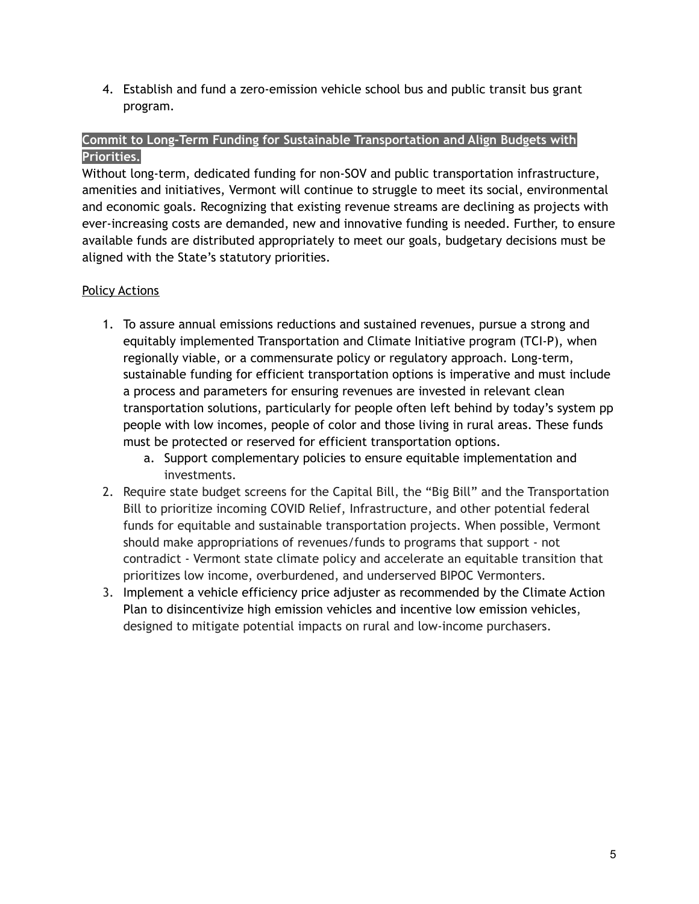4. Establish and fund a zero-emission vehicle school bus and public transit bus grant program.

**Commit to Long-Term Funding for Sustainable Transportation and Align Budgets with Priorities.**

Without long-term, dedicated funding for non-SOV and public transportation infrastructure, amenities and initiatives, Vermont will continue to struggle to meet its social, environmental and economic goals. Recognizing that existing revenue streams are declining as projects with ever-increasing costs are demanded, new and innovative funding is needed. Further, to ensure available funds are distributed appropriately to meet our goals, budgetary decisions must be aligned with the State's statutory priorities.

Policy Actions

1. To assure annual emissions reductions and sustained revenues, pursue a strong and equitably implemented Transportation and Climate Initiative program (TCI-P), when regionally viable, or a commensurate policy or regulatory approach. Long-term, sustainable funding for efficient transportation options is imperative and must include a process and parameters for ensuring revenues are invested in relevant clean transportation solutions, particularly for people often left behind by today's system pp people with low incomes, people of color and those living in rural areas. These funds must be protected or reserved for efficient transportation options.
   a. Support complementary policies to ensure equitable implementation and investments.
2. Require state budget screens for the Capital Bill, the "Big Bill" and the Transportation Bill to prioritize incoming COVID Relief, Infrastructure, and other potential federal funds for equitable and sustainable transportation projects. When possible, Vermont should make appropriations of revenues/funds to programs that support - not contradict - Vermont state climate policy and accelerate an equitable transition that prioritizes low income, overburdened, and underserved BIPOC Vermonters.
3. Implement a vehicle efficiency price adjuster as recommended by the Climate Action Plan to disincentivize high emission vehicles and incentive low emission vehicles, designed to mitigate potential impacts on rural and low-income purchasers.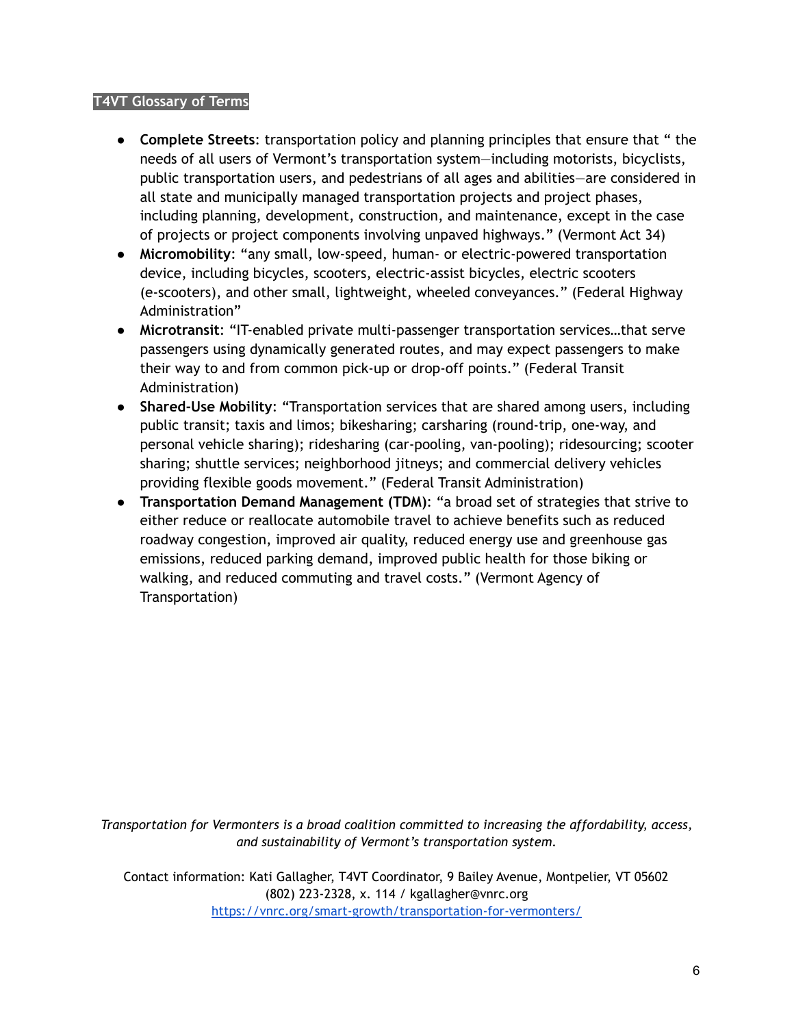## T4VT Glossary of Terms

- **Complete Streets**: transportation policy and planning principles that ensure that " the needs of all users of Vermont's transportation system—including motorists, bicyclists, public transportation users, and pedestrians of all ages and abilities—are considered in all state and municipally managed transportation projects and project phases, including planning, development, construction, and maintenance, except in the case of projects or project components involving unpaved highways." (Vermont Act 34)
- **Micromobility**: "any small, low-speed, human- or electric-powered transportation device, including bicycles, scooters, electric-assist bicycles, electric scooters (e-scooters), and other small, lightweight, wheeled conveyances." (Federal Highway Administration"
- **Microtransit**: "IT-enabled private multi-passenger transportation services…that serve passengers using dynamically generated routes, and may expect passengers to make their way to and from common pick-up or drop-off points." (Federal Transit Administration)
- **Shared-Use Mobility**: "Transportation services that are shared among users, including public transit; taxis and limos; bikesharing; carsharing (round-trip, one-way, and personal vehicle sharing); ridesharing (car-pooling, van-pooling); ridesourcing; scooter sharing; shuttle services; neighborhood jitneys; and commercial delivery vehicles providing flexible goods movement." (Federal Transit Administration)
- **Transportation Demand Management (TDM)**: "a broad set of strategies that strive to either reduce or reallocate automobile travel to achieve benefits such as reduced roadway congestion, improved air quality, reduced energy use and greenhouse gas emissions, reduced parking demand, improved public health for those biking or walking, and reduced commuting and travel costs." (Vermont Agency of Transportation)

*Transportation for Vermonters is a broad coalition committed to increasing the affordability, access, and sustainability of Vermont's transportation system.*

Contact information: Kati Gallagher, T4VT Coordinator, 9 Bailey Avenue, Montpelier, VT 05602
(802) 223-2328, x. 114 / kgallagher@vnrc.org
https://vnrc.org/smart-growth/transportation-for-vermonters/